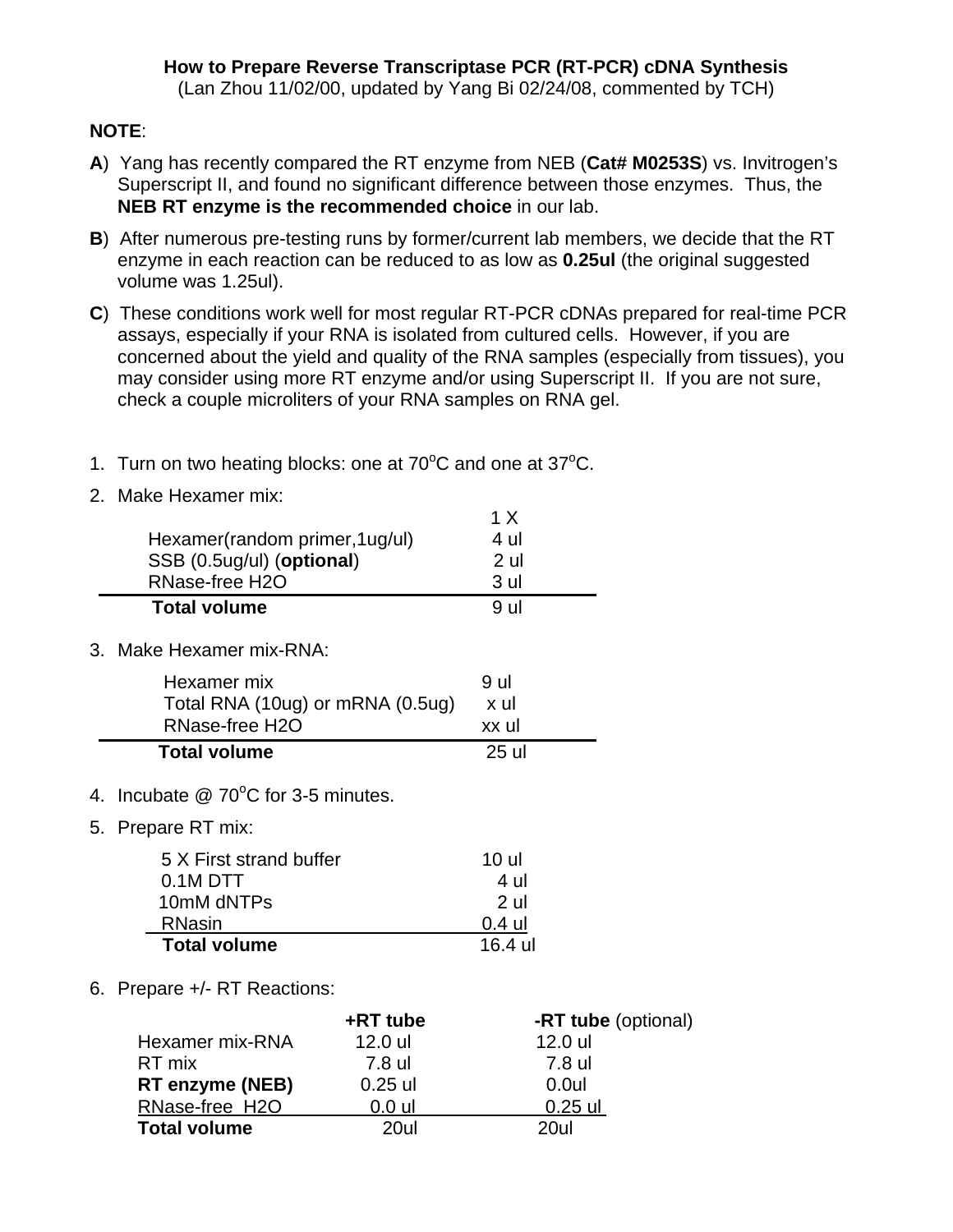**How to Prepare Reverse Transcriptase PCR (RT-PCR) cDNA Synthesis**
(Lan Zhou 11/02/00, updated by Yang Bi 02/24/08, commented by TCH)

**NOTE**:

**A**) Yang has recently compared the RT enzyme from NEB (**Cat# M0253S**) vs. Invitrogen's Superscript II, and found no significant difference between those enzymes. Thus, the **NEB RT enzyme is the recommended choice** in our lab.

**B**) After numerous pre-testing runs by former/current lab members, we decide that the RT enzyme in each reaction can be reduced to as low as **0.25ul** (the original suggested volume was 1.25ul).

**C**) These conditions work well for most regular RT-PCR cDNAs prepared for real-time PCR assays, especially if your RNA is isolated from cultured cells. However, if you are concerned about the yield and quality of the RNA samples (especially from tissues), you may consider using more RT enzyme and/or using Superscript II. If you are not sure, check a couple microliters of your RNA samples on RNA gel.

1. Turn on two heating blocks: one at 70$^{o}$C and one at 37$^{o}$C.
2. Make Hexamer mix:

| | 1 X |
|---|---|
| Hexamer(random primer,1ug/ul) | 4 ul |
| SSB (0.5ug/ul) (**optional**) | 2 ul |
| RNase-free H2O | 3 ul |
| **Total volume** | 9 ul |

3. Make Hexamer mix-RNA:

| | |
|---|---|
| Hexamer mix | 9 ul |
| Total RNA (10ug) or mRNA (0.5ug) | x ul |
| RNase-free H2O | xx ul |
| **Total volume** | 25 ul |

4. Incubate @ 70$^{o}$C for 3-5 minutes.
5. Prepare RT mix:

| | |
|---|---|
| 5 X First strand buffer | 10 ul |
| 0.1M DTT | 4 ul |
| 10mM dNTPs | 2 ul |
| RNasin | 0.4 ul |
| **Total volume** | 16.4 ul |

6. Prepare +/- RT Reactions:

| | **+RT tube** | **-RT tube** (optional) |
|---|---|---|
| Hexamer mix-RNA | 12.0 ul | 12.0 ul |
| RT mix | 7.8 ul | 7.8 ul |
| **RT enzyme (NEB)** | 0.25 ul | 0.0ul |
| RNase-free H2O | 0.0 ul | 0.25 ul |
| **Total volume** | 20ul | 20ul |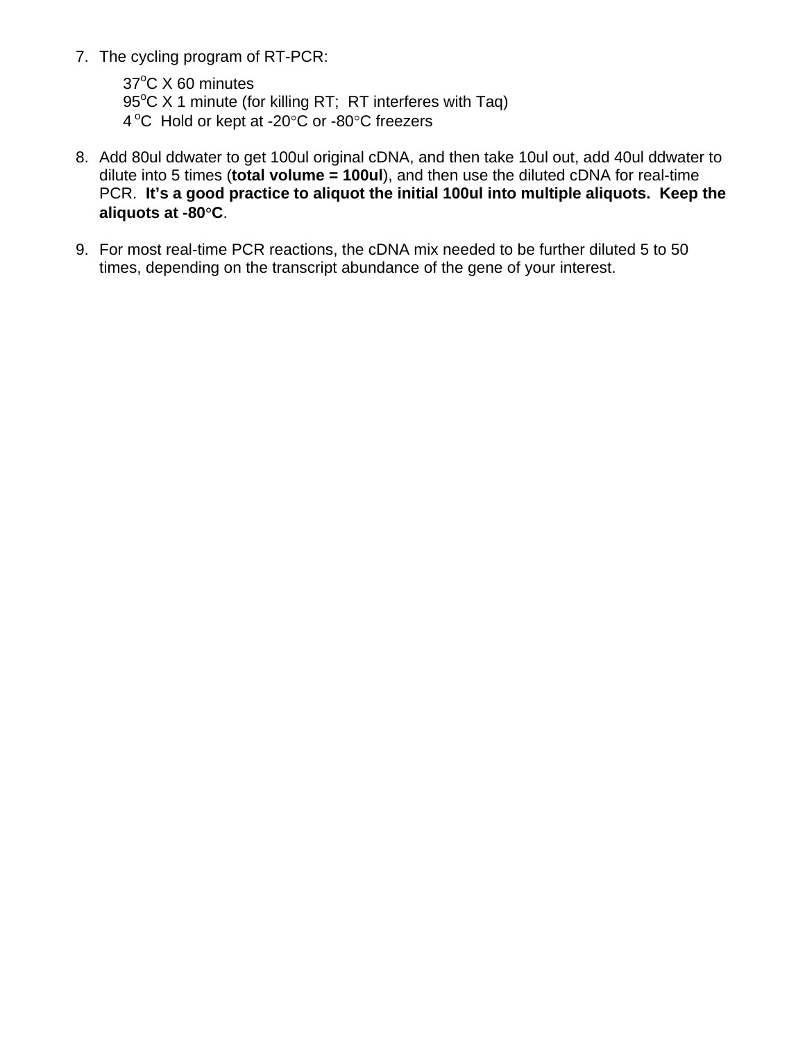7. The cycling program of RT-PCR:

   37$^{o}$C X 60 minutes
   95$^{o}$C X 1 minute (for killing RT; RT interferes with Taq)
   4 $^{o}$C Hold or kept at -20°C or -80°C freezers

8. Add 80ul ddwater to get 100ul original cDNA, and then take 10ul out, add 40ul ddwater to dilute into 5 times (**total volume = 100ul**), and then use the diluted cDNA for real-time PCR. **It's a good practice to aliquot the initial 100ul into multiple aliquots. Keep the aliquots at -80°C**.

9. For most real-time PCR reactions, the cDNA mix needed to be further diluted 5 to 50 times, depending on the transcript abundance of the gene of your interest.